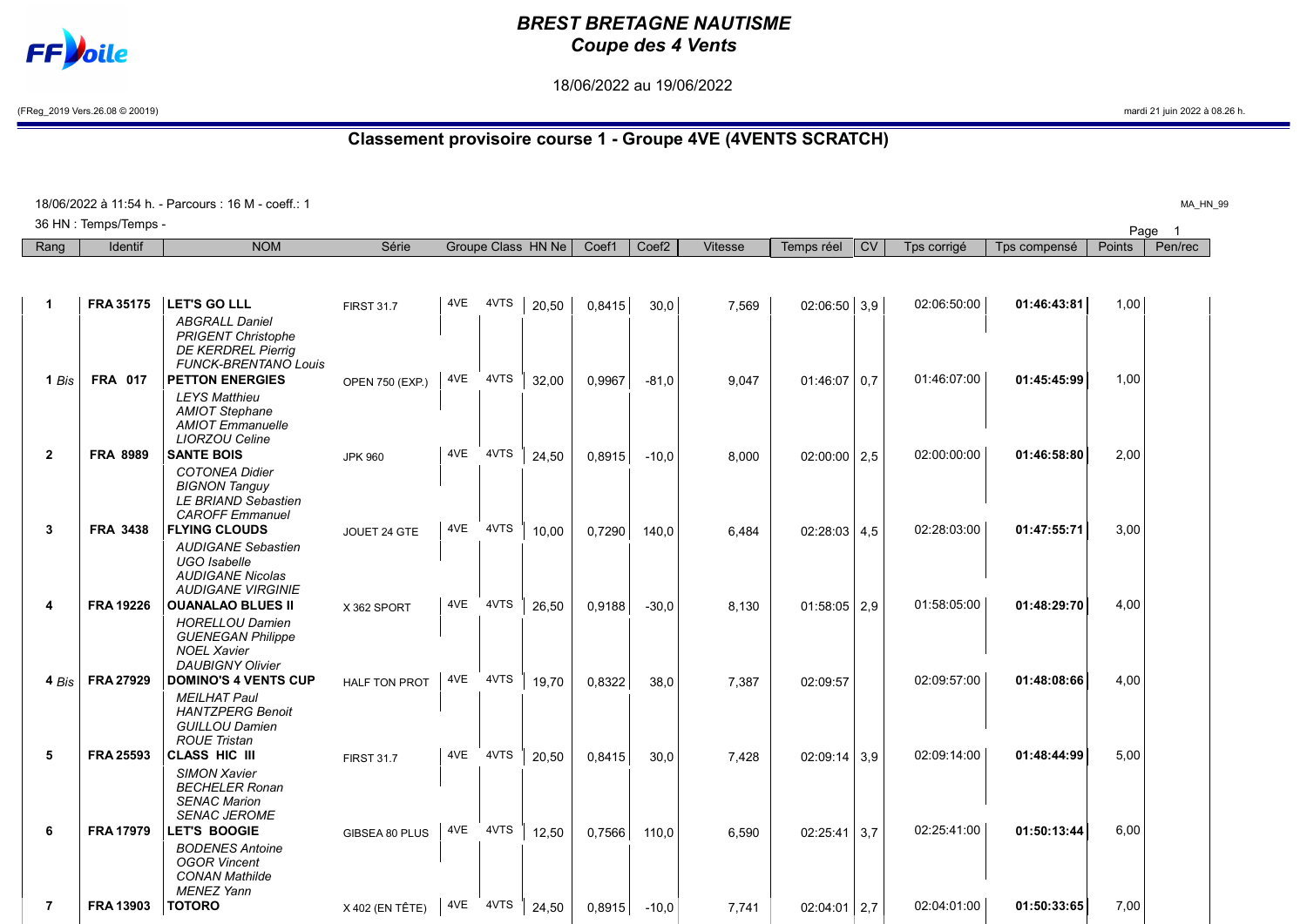# BREST BRETAGNE NAUTISME
## Coupe des 4 Vents

18/06/2022 au 19/06/2022

(FReg_2019 Vers.26.08 © 20019) mardi 21 juin 2022 à 08.26 h.

## Classement provisoire course 1 - Groupe 4VE (4VENTS SCRATCH)

18/06/2022 à 11:54 h. - Parcours : 16 M - coeff.: 1

36 HN : Temps/Temps -

MA_HN_99

| Rang | Identif | NOM | Série | Groupe | Class | HN Ne | Coef1 | Coef2 | Vitesse | Temps réel | CV | Tps corrigé | Tps compensé | Points | Pen/rec |
|---|---|---|---|---|---|---|---|---|---|---|---|---|---|---|---|
| 1 | FRA 35175 | **LET'S GO LLL**<br>*ABGRALL Daniel*<br>*PRIGENT Christophe*<br>*DE KERDREL Pierrig*<br>*FUNCK-BRENTANO Louis* | FIRST 31.7 | 4VE | 4VTS | 20,50 | 0,8415 | 30,0 | 7,569 | 02:06:50 | 3,9 | 02:06:50:00 | **01:46:43:81** | 1,00 | |
| 1 *Bis* | FRA 017 | **PETTON ENERGIES**<br>*LEYS Matthieu*<br>*AMIOT Stephane*<br>*AMIOT Emmanuelle*<br>*LIORZOU Celine* | OPEN 750 (EXP.) | 4VE | 4VTS | 32,00 | 0,9967 | -81,0 | 9,047 | 01:46:07 | 0,7 | 01:46:07:00 | **01:45:45:99** | 1,00 | |
| 2 | FRA 8989 | **SANTE BOIS**<br>*COTONEA Didier*<br>*BIGNON Tanguy*<br>*LE BRIAND Sebastien*<br>*CAROFF Emmanuel* | JPK 960 | 4VE | 4VTS | 24,50 | 0,8915 | -10,0 | 8,000 | 02:00:00 | 2,5 | 02:00:00:00 | **01:46:58:80** | 2,00 | |
| 3 | FRA 3438 | **FLYING CLOUDS**<br>*AUDIGANE Sebastien*<br>*UGO Isabelle*<br>*AUDIGANE Nicolas*<br>*AUDIGANE VIRGINIE* | JOUET 24 GTE | 4VE | 4VTS | 10,00 | 0,7290 | 140,0 | 6,484 | 02:28:03 | 4,5 | 02:28:03:00 | **01:47:55:71** | 3,00 | |
| 4 | FRA 19226 | **OUANALAO BLUES II**<br>*HORELLOU Damien*<br>*GUENEGAN Philippe*<br>*NOEL Xavier*<br>*DAUBIGNY Olivier* | X 362 SPORT | 4VE | 4VTS | 26,50 | 0,9188 | -30,0 | 8,130 | 01:58:05 | 2,9 | 01:58:05:00 | **01:48:29:70** | 4,00 | |
| 4 *Bis* | FRA 27929 | **DOMINO'S 4 VENTS CUP**<br>*MEILHAT Paul*<br>*HANTZPERG Benoit*<br>*GUILLOU Damien*<br>*ROUE Tristan* | HALF TON PROT | 4VE | 4VTS | 19,70 | 0,8322 | 38,0 | 7,387 | 02:09:57 | | 02:09:57:00 | **01:48:08:66** | 4,00 | |
| 5 | FRA 25593 | **CLASS HIC III**<br>*SIMON Xavier*<br>*BECHELER Ronan*<br>*SENAC Marion*<br>*SENAC JEROME* | FIRST 31.7 | 4VE | 4VTS | 20,50 | 0,8415 | 30,0 | 7,428 | 02:09:14 | 3,9 | 02:09:14:00 | **01:48:44:99** | 5,00 | |
| 6 | FRA 17979 | **LET'S BOOGIE**<br>*BODENES Antoine*<br>*OGOR Vincent*<br>*CONAN Mathilde*<br>*MENEZ Yann* | GIBSEA 80 PLUS | 4VE | 4VTS | 12,50 | 0,7566 | 110,0 | 6,590 | 02:25:41 | 3,7 | 02:25:41:00 | **01:50:13:44** | 6,00 | |
| 7 | FRA 13903 | **TOTORO** | X 402 (EN TÊTE) | 4VE | 4VTS | 24,50 | 0,8915 | -10,0 | 7,741 | 02:04:01 | 2,7 | 02:04:01:00 | **01:50:33:65** | 7,00 | |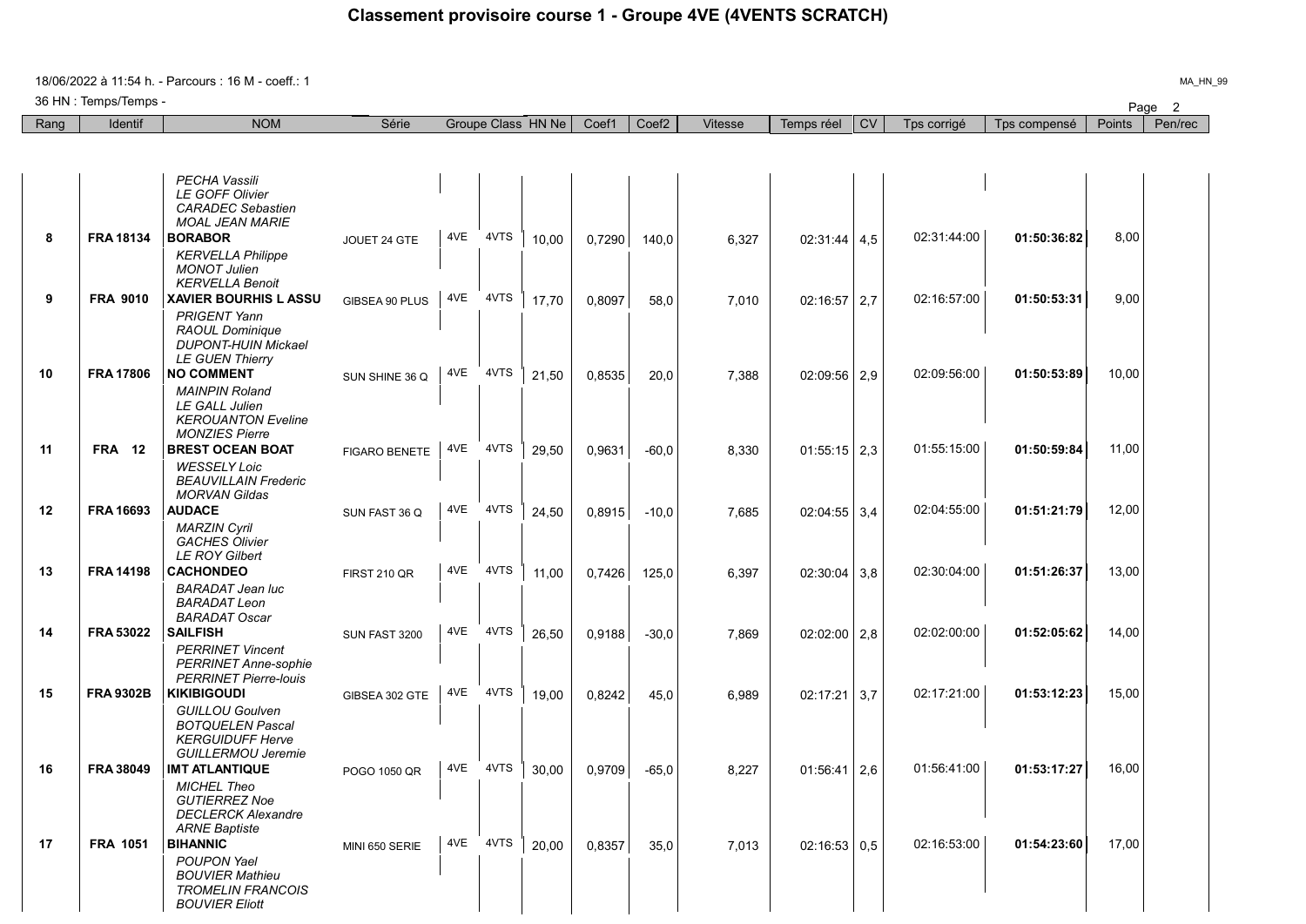# Classement provisoire course 1 - Groupe 4VE (4VENTS SCRATCH)

18/06/2022 à 11:54 h. - Parcours : 16 M - coeff.: 1

36 HN : Temps/Temps -

MA_HN_99

| Rang | Identif | NOM | Série | Groupe | Class | HN Ne | Coef1 | Coef2 | Vitesse | Temps réel | CV | Tps corrigé | Tps compensé | Points | Pen/rec |
|---|---|---|---|---|---|---|---|---|---|---|---|---|---|---|---|
| 8 | FRA 18134 | **BORABOR** *PECHA Vassili, LE GOFF Olivier, CARADEC Sebastien, MOAL JEAN MARIE* | JOUET 24 GTE | 4VE | 4VTS | 10,00 | 0,7290 | 140,0 | 6,327 | 02:31:44 | 4,5 | 02:31:44:00 | **01:50:36:82** | 8,00 | |
| 9 | FRA 9010 | **XAVIER BOURHIS L ASSU** *KERVELLA Philippe, MONOT Julien, KERVELLA Benoit* | GIBSEA 90 PLUS | 4VE | 4VTS | 17,70 | 0,8097 | 58,0 | 7,010 | 02:16:57 | 2,7 | 02:16:57:00 | **01:50:53:31** | 9,00 | |
| 10 | FRA 17806 | **NO COMMENT** *PRIGENT Yann, RAOUL Dominique, DUPONT-HUIN Mickael, LE GUEN Thierry* | SUN SHINE 36 Q | 4VE | 4VTS | 21,50 | 0,8535 | 20,0 | 7,388 | 02:09:56 | 2,9 | 02:09:56:00 | **01:50:53:89** | 10,00 | |
| 11 | FRA 12 | **BREST OCEAN BOAT** *MAINPIN Roland, LE GALL Julien, KEROUANTON Eveline, MONZIES Pierre* | FIGARO BENETE | 4VE | 4VTS | 29,50 | 0,9631 | -60,0 | 8,330 | 01:55:15 | 2,3 | 01:55:15:00 | **01:50:59:84** | 11,00 | |
| 12 | FRA 16693 | **AUDACE** *WESSELY Loic, BEAUVILLAIN Frederic, MORVAN Gildas* | SUN FAST 36 Q | 4VE | 4VTS | 24,50 | 0,8915 | -10,0 | 7,685 | 02:04:55 | 3,4 | 02:04:55:00 | **01:51:21:79** | 12,00 | |
| 13 | FRA 14198 | **CACHONDEO** *MARZIN Cyril, GACHES Olivier, LE ROY Gilbert* | FIRST 210 QR | 4VE | 4VTS | 11,00 | 0,7426 | 125,0 | 6,397 | 02:30:04 | 3,8 | 02:30:04:00 | **01:51:26:37** | 13,00 | |
| 14 | FRA 53022 | **SAILFISH** *BARADAT Jean luc, BARADAT Leon, BARADAT Oscar* | SUN FAST 3200 | 4VE | 4VTS | 26,50 | 0,9188 | -30,0 | 7,869 | 02:02:00 | 2,8 | 02:02:00:00 | **01:52:05:62** | 14,00 | |
| 15 | FRA 9302B | **KIKIBIGOUDI** *PERRINET Vincent, PERRINET Anne-sophie, PERRINET Pierre-louis* | GIBSEA 302 GTE | 4VE | 4VTS | 19,00 | 0,8242 | 45,0 | 6,989 | 02:17:21 | 3,7 | 02:17:21:00 | **01:53:12:23** | 15,00 | |
| 16 | FRA 38049 | **IMT ATLANTIQUE** *GUILLOU Goulven, BOTQUELEN Pascal, KERGUIDUFF Herve, GUILLERMOU Jeremie* | POGO 1050 QR | 4VE | 4VTS | 30,00 | 0,9709 | -65,0 | 8,227 | 01:56:41 | 2,6 | 01:56:41:00 | **01:53:17:27** | 16,00 | |
| 17 | FRA 1051 | **BIHANNIC** *MICHEL Theo, GUTIERREZ Noe, DECLERCK Alexandre, ARNE Baptiste* | MINI 650 SERIE | 4VE | 4VTS | 20,00 | 0,8357 | 35,0 | 7,013 | 02:16:53 | 0,5 | 02:16:53:00 | **01:54:23:60** | 17,00 | |
| | | *POUPON Yael, BOUVIER Mathieu, TROMELIN FRANCOIS, BOUVIER Eliott* | | | | | | | | | | | | | |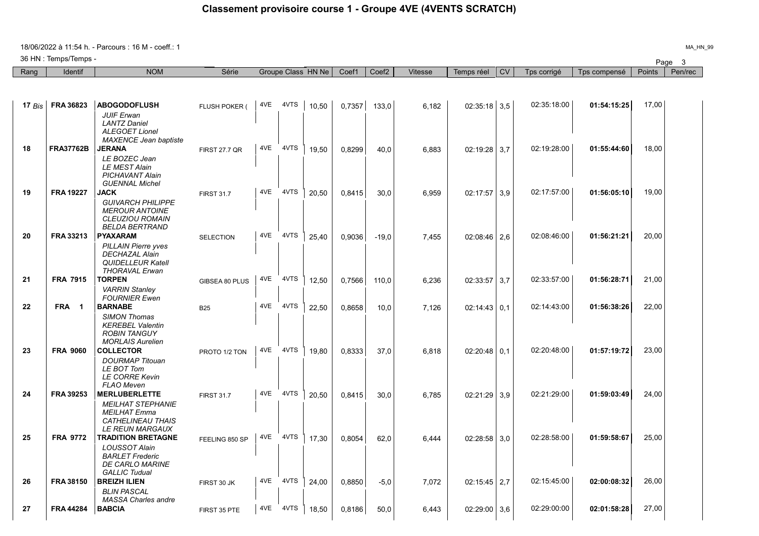# Classement provisoire course 1 - Groupe 4VE (4VENTS SCRATCH)

18/06/2022 à 11:54 h. - Parcours : 16 M - coeff.: 1

36 HN : Temps/Temps -

MA_HN_99

| Rang | Identif | NOM | Série | Groupe | Class | HN Ne | Coef1 | Coef2 | Vitesse | Temps réel | CV | Tps corrigé | Tps compensé | Points | Pen/rec |
|---|---|---|---|---|---|---|---|---|---|---|---|---|---|---|---|
| 17 *Bis* | FRA 36823 | **ABOGODOFLUSH**<br>*JUIF Erwan*<br>*LANTZ Daniel*<br>*ALEGOET Lionel*<br>*MAXENCE Jean baptiste* | FLUSH POKER ( | 4VE | 4VTS | 10,50 | 0,7357 | 133,0 | 6,182 | 02:35:18 | 3,5 | 02:35:18:00 | **01:54:15:25** | 17,00 | |
| 18 | FRA37762B | **JERANA**<br>*LE BOZEC Jean*<br>*LE MEST Alain*<br>*PICHAVANT Alain*<br>*GUENNAL Michel* | FIRST 27.7 QR | 4VE | 4VTS | 19,50 | 0,8299 | 40,0 | 6,883 | 02:19:28 | 3,7 | 02:19:28:00 | **01:55:44:60** | 18,00 | |
| 19 | FRA 19227 | **JACK**<br>*GUIVARCH PHILIPPE*<br>*MEROUR ANTOINE*<br>*CLEUZIOU ROMAIN*<br>*BELDA BERTRAND* | FIRST 31.7 | 4VE | 4VTS | 20,50 | 0,8415 | 30,0 | 6,959 | 02:17:57 | 3,9 | 02:17:57:00 | **01:56:05:10** | 19,00 | |
| 20 | FRA 33213 | **PYAXARAM**<br>*PILLAIN Pierre yves*<br>*DECHAZAL Alain*<br>*QUIDELLEUR Katell*<br>*THORAVAL Erwan* | SELECTION | 4VE | 4VTS | 25,40 | 0,9036 | -19,0 | 7,455 | 02:08:46 | 2,6 | 02:08:46:00 | **01:56:21:21** | 20,00 | |
| 21 | FRA 7915 | **TORPEN**<br>*VARRIN Stanley*<br>*FOURNIER Ewen* | GIBSEA 80 PLUS | 4VE | 4VTS | 12,50 | 0,7566 | 110,0 | 6,236 | 02:33:57 | 3,7 | 02:33:57:00 | **01:56:28:71** | 21,00 | |
| 22 | FRA 1 | **BARNABE**<br>*SIMON Thomas*<br>*KEREBEL Valentin*<br>*ROBIN TANGUY*<br>*MORLAIS Aurelien* | B25 | 4VE | 4VTS | 22,50 | 0,8658 | 10,0 | 7,126 | 02:14:43 | 0,1 | 02:14:43:00 | **01:56:38:26** | 22,00 | |
| 23 | FRA 9060 | **COLLECTOR**<br>*DOURMAP Titouan*<br>*LE BOT Tom*<br>*LE CORRE Kevin*<br>*FLAO Meven* | PROTO 1/2 TON | 4VE | 4VTS | 19,80 | 0,8333 | 37,0 | 6,818 | 02:20:48 | 0,1 | 02:20:48:00 | **01:57:19:72** | 23,00 | |
| 24 | FRA 39253 | **MERLUBERLETTE**<br>*MEILHAT STEPHANIE*<br>*MEILHAT Emma*<br>*CATHELINEAU THAIS*<br>*LE REUN MARGAUX* | FIRST 31.7 | 4VE | 4VTS | 20,50 | 0,8415 | 30,0 | 6,785 | 02:21:29 | 3,9 | 02:21:29:00 | **01:59:03:49** | 24,00 | |
| 25 | FRA 9772 | **TRADITION BRETAGNE**<br>*LOUSSOT Alain*<br>*BARLET Frederic*<br>*DE CARLO MARINE*<br>*GALLIC Tudual* | FEELING 850 SP | 4VE | 4VTS | 17,30 | 0,8054 | 62,0 | 6,444 | 02:28:58 | 3,0 | 02:28:58:00 | **01:59:58:67** | 25,00 | |
| 26 | FRA 38150 | **BREIZH ILIEN**<br>*BLIN PASCAL*<br>*MASSA Charles andre* | FIRST 30 JK | 4VE | 4VTS | 24,00 | 0,8850 | -5,0 | 7,072 | 02:15:45 | 2,7 | 02:15:45:00 | **02:00:08:32** | 26,00 | |
| 27 | FRA 44284 | **BABCIA** | FIRST 35 PTE | 4VE | 4VTS | 18,50 | 0,8186 | 50,0 | 6,443 | 02:29:00 | 3,6 | 02:29:00:00 | **02:01:58:28** | 27,00 | |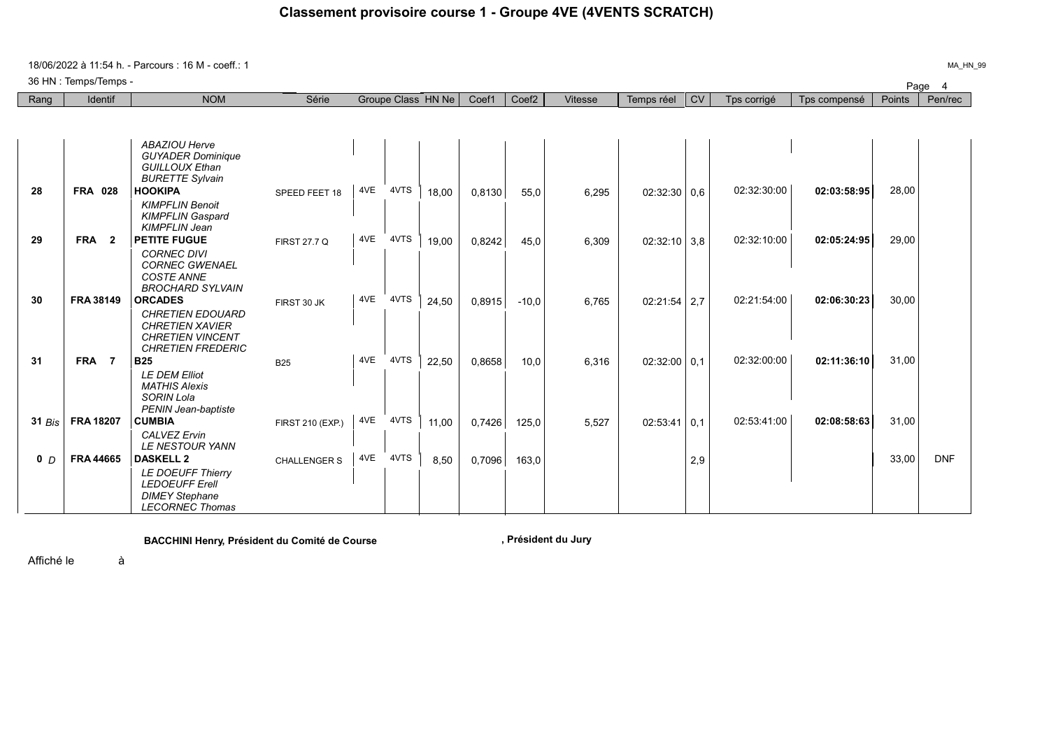# Classement provisoire course 1 - Groupe 4VE (4VENTS SCRATCH)

18/06/2022 à 11:54 h. - Parcours : 16 M - coeff.: 1

36 HN : Temps/Temps -

| Rang | Identif | NOM | Série | Groupe | Class | HN Ne | Coef1 | Coef2 | Vitesse | Temps réel | CV | Tps corrigé | Tps compensé | Points | Pen/rec |
|---|---|---|---|---|---|---|---|---|---|---|---|---|---|---|---|
| | | *ABAZIOU Herve* *GUYADER Dominique* *GUILLOUX Ethan* *BURETTE Sylvain* | | | | | | | | | | | | | |
| **28** | **FRA 028** | **HOOKIPA** *KIMPFLIN Benoit* *KIMPFLIN Gaspard* *KIMPFLIN Jean* | SPEED FEET 18 | 4VE | 4VTS | 18,00 | 0,8130 | 55,0 | 6,295 | 02:32:30 | 0,6 | 02:32:30:00 | **02:03:58:95** | 28,00 | |
| **29** | **FRA 2** | **PETITE FUGUE** *CORNEC DIVI* *CORNEC GWENAEL* *COSTE ANNE* *BROCHARD SYLVAIN* | FIRST 27.7 Q | 4VE | 4VTS | 19,00 | 0,8242 | 45,0 | 6,309 | 02:32:10 | 3,8 | 02:32:10:00 | **02:05:24:95** | 29,00 | |
| **30** | **FRA 38149** | **ORCADES** *CHRETIEN EDOUARD* *CHRETIEN XAVIER* *CHRETIEN VINCENT* *CHRETIEN FREDERIC* | FIRST 30 JK | 4VE | 4VTS | 24,50 | 0,8915 | -10,0 | 6,765 | 02:21:54 | 2,7 | 02:21:54:00 | **02:06:30:23** | 30,00 | |
| **31** | **FRA 7** | **B25** *LE DEM Elliot* *MATHIS Alexis* *SORIN Lola* *PENIN Jean-baptiste* | B25 | 4VE | 4VTS | 22,50 | 0,8658 | 10,0 | 6,316 | 02:32:00 | 0,1 | 02:32:00:00 | **02:11:36:10** | 31,00 | |
| **31** *Bis* | **FRA 18207** | **CUMBIA** *CALVEZ Ervin* *LE NESTOUR YANN* | FIRST 210 (EXP.) | 4VE | 4VTS | 11,00 | 0,7426 | 125,0 | 5,527 | 02:53:41 | 0,1 | 02:53:41:00 | **02:08:58:63** | 31,00 | |
| **0** *D* | **FRA 44665** | **DASKELL 2** *LE DOEUFF Thierry* *LEDOEUFF Erell* *DIMEY Stephane* *LECORNEC Thomas* | CHALLENGER S | 4VE | 4VTS | 8,50 | 0,7096 | 163,0 | | | 2,9 | | | 33,00 | DNF |

**BACCHINI Henry, Président du Comité de Course** **, Président du Jury**

Affiché le à